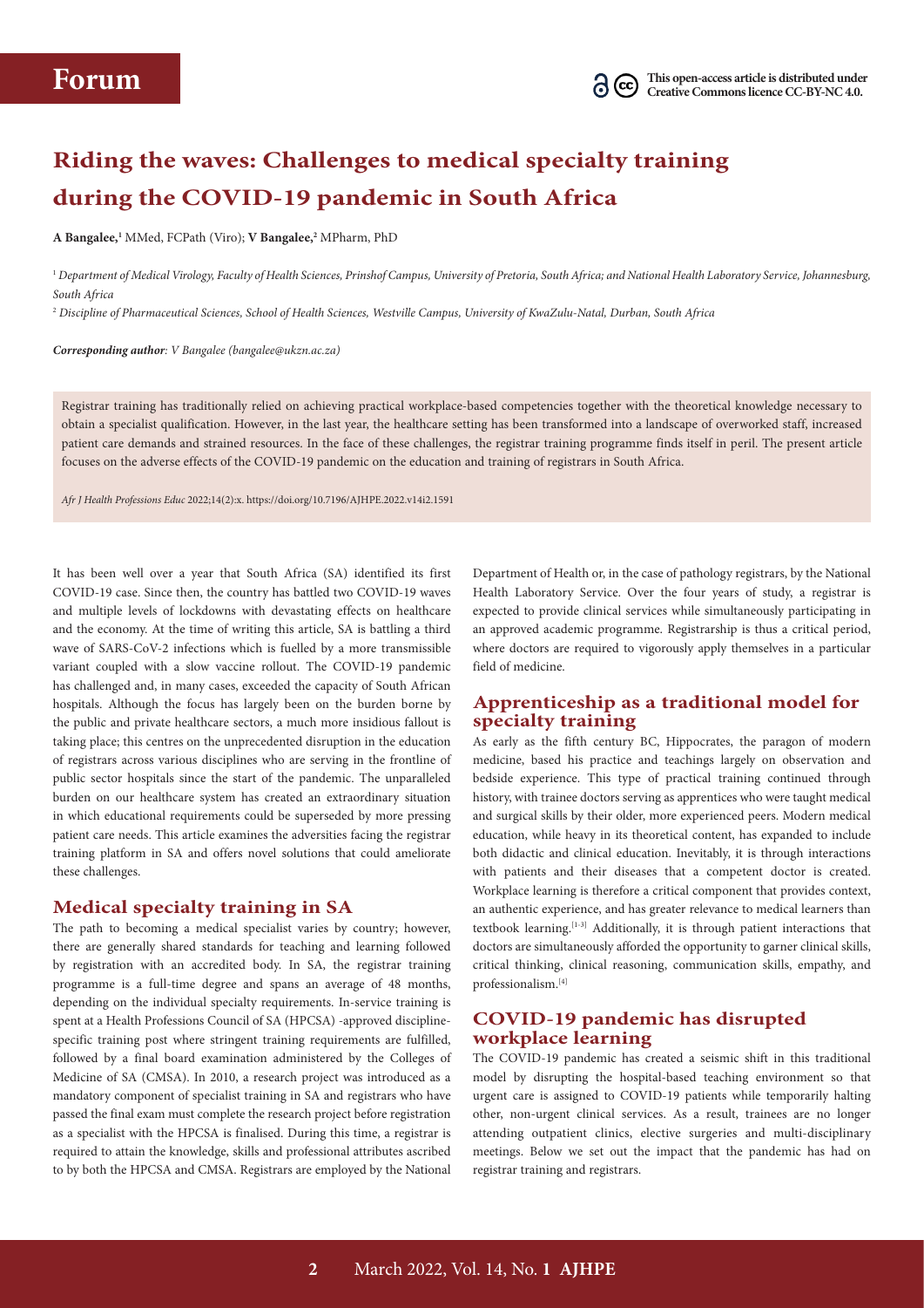Forum

This open-access article is distributed under Creative Commons licence CC-BY-NC 4.0.

# Riding the waves: Challenges to medical specialty training during the COVID-19 pandemic in South Africa

**A Bangalee,**[1] MMed, FCPath (Viro); **V Bangalee,**[2] MPharm, PhD

[1] *Department of Medical Virology, Faculty of Health Sciences, Prinshof Campus, University of Pretoria, South Africa; and National Health Laboratory Service, Johannesburg, South Africa*

[2] *Discipline of Pharmaceutical Sciences, School of Health Sciences, Westville Campus, University of KwaZulu-Natal, Durban, South Africa*

***Corresponding author**: V Bangalee (bangalee@ukzn.ac.za)*

Registrar training has traditionally relied on achieving practical workplace-based competencies together with the theoretical knowledge necessary to obtain a specialist qualification. However, in the last year, the healthcare setting has been transformed into a landscape of overworked staff, increased patient care demands and strained resources. In the face of these challenges, the registrar training programme finds itself in peril. The present article focuses on the adverse effects of the COVID-19 pandemic on the education and training of registrars in South Africa.

*Afr J Health Professions Educ* 2022;14(2):x. https://doi.org/10.7196/AJHPE.2022.v14i2.1591

It has been well over a year that South Africa (SA) identified its first COVID-19 case. Since then, the country has battled two COVID-19 waves and multiple levels of lockdowns with devastating effects on healthcare and the economy. At the time of writing this article, SA is battling a third wave of SARS-CoV-2 infections which is fuelled by a more transmissible variant coupled with a slow vaccine rollout. The COVID-19 pandemic has challenged and, in many cases, exceeded the capacity of South African hospitals. Although the focus has largely been on the burden borne by the public and private healthcare sectors, a much more insidious fallout is taking place; this centres on the unprecedented disruption in the education of registrars across various disciplines who are serving in the frontline of public sector hospitals since the start of the pandemic. The unparalleled burden on our healthcare system has created an extraordinary situation in which educational requirements could be superseded by more pressing patient care needs. This article examines the adversities facing the registrar training platform in SA and offers novel solutions that could ameliorate these challenges.

## Medical specialty training in SA

The path to becoming a medical specialist varies by country; however, there are generally shared standards for teaching and learning followed by registration with an accredited body. In SA, the registrar training programme is a full-time degree and spans an average of 48 months, depending on the individual specialty requirements. In-service training is spent at a Health Professions Council of SA (HPCSA) -approved discipline-specific training post where stringent training requirements are fulfilled, followed by a final board examination administered by the Colleges of Medicine of SA (CMSA). In 2010, a research project was introduced as a mandatory component of specialist training in SA and registrars who have passed the final exam must complete the research project before registration as a specialist with the HPCSA is finalised. During this time, a registrar is required to attain the knowledge, skills and professional attributes ascribed to by both the HPCSA and CMSA. Registrars are employed by the National Department of Health or, in the case of pathology registrars, by the National Health Laboratory Service. Over the four years of study, a registrar is expected to provide clinical services while simultaneously participating in an approved academic programme. Registrarship is thus a critical period, where doctors are required to vigorously apply themselves in a particular field of medicine.

## Apprenticeship as a traditional model for specialty training

As early as the fifth century BC, Hippocrates, the paragon of modern medicine, based his practice and teachings largely on observation and bedside experience. This type of practical training continued through history, with trainee doctors serving as apprentices who were taught medical and surgical skills by their older, more experienced peers. Modern medical education, while heavy in its theoretical content, has expanded to include both didactic and clinical education. Inevitably, it is through interactions with patients and their diseases that a competent doctor is created. Workplace learning is therefore a critical component that provides context, an authentic experience, and has greater relevance to medical learners than textbook learning.[1-3] Additionally, it is through patient interactions that doctors are simultaneously afforded the opportunity to garner clinical skills, critical thinking, clinical reasoning, communication skills, empathy, and professionalism.[4]

## COVID-19 pandemic has disrupted workplace learning

The COVID-19 pandemic has created a seismic shift in this traditional model by disrupting the hospital-based teaching environment so that urgent care is assigned to COVID-19 patients while temporarily halting other, non-urgent clinical services. As a result, trainees are no longer attending outpatient clinics, elective surgeries and multi-disciplinary meetings. Below we set out the impact that the pandemic has had on registrar training and registrars.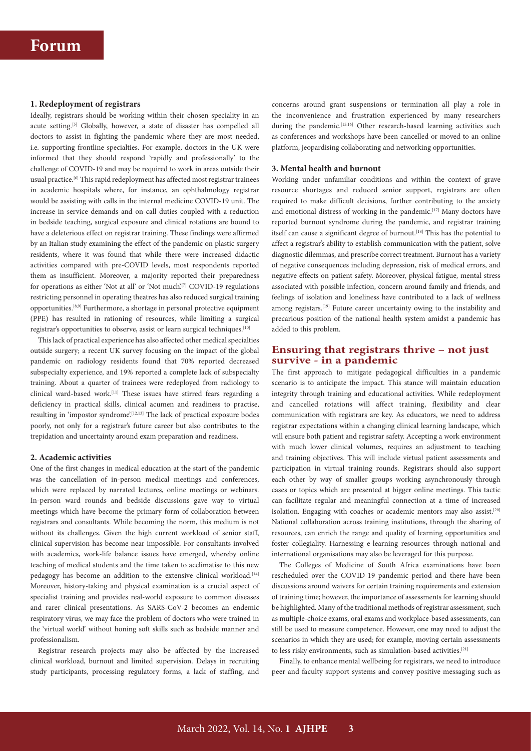### 1. Redeployment of registrars

Ideally, registrars should be working within their chosen speciality in an acute setting.[5] Globally, however, a state of disaster has compelled all doctors to assist in fighting the pandemic where they are most needed, i.e. supporting frontline specialties. For example, doctors in the UK were informed that they should respond 'rapidly and professionally' to the challenge of COVID-19 and may be required to work in areas outside their usual practice.[6] This rapid redeployment has affected most registrar trainees in academic hospitals where, for instance, an ophthalmology registrar would be assisting with calls in the internal medicine COVID-19 unit. The increase in service demands and on-call duties coupled with a reduction in bedside teaching, surgical exposure and clinical rotations are bound to have a deleterious effect on registrar training. These findings were affirmed by an Italian study examining the effect of the pandemic on plastic surgery residents, where it was found that while there were increased didactic activities compared with pre-COVID levels, most respondents reported them as insufficient. Moreover, a majority reported their preparedness for operations as either 'Not at all' or 'Not much'.[7] COVID-19 regulations restricting personnel in operating theatres has also reduced surgical training opportunities.[8,9] Furthermore, a shortage in personal protective equipment (PPE) has resulted in rationing of resources, while limiting a surgical registrar's opportunities to observe, assist or learn surgical techniques.[10]

This lack of practical experience has also affected other medical specialties outside surgery; a recent UK survey focusing on the impact of the global pandemic on radiology residents found that 70% reported decreased subspecialty experience, and 19% reported a complete lack of subspecialty training. About a quarter of trainees were redeployed from radiology to clinical ward-based work.[11] These issues have stirred fears regarding a deficiency in practical skills, clinical acumen and readiness to practise, resulting in 'impostor syndrome'.[12,13] The lack of practical exposure bodes poorly, not only for a registrar's future career but also contributes to the trepidation and uncertainty around exam preparation and readiness.

### 2. Academic activities

One of the first changes in medical education at the start of the pandemic was the cancellation of in-person medical meetings and conferences, which were replaced by narrated lectures, online meetings or webinars. In-person ward rounds and bedside discussions gave way to virtual meetings which have become the primary form of collaboration between registrars and consultants. While becoming the norm, this medium is not without its challenges. Given the high current workload of senior staff, clinical supervision has become near impossible. For consultants involved with academics, work-life balance issues have emerged, whereby online teaching of medical students and the time taken to acclimatise to this new pedagogy has become an addition to the extensive clinical workload.[14] Moreover, history-taking and physical examination is a crucial aspect of specialist training and provides real-world exposure to common diseases and rarer clinical presentations. As SARS-CoV-2 becomes an endemic respiratory virus, we may face the problem of doctors who were trained in the 'virtual world' without honing soft skills such as bedside manner and professionalism.

Registrar research projects may also be affected by the increased clinical workload, burnout and limited supervision. Delays in recruiting study participants, processing regulatory forms, a lack of staffing, and concerns around grant suspensions or termination all play a role in the inconvenience and frustration experienced by many researchers during the pandemic.[15,16] Other research-based learning activities such as conferences and workshops have been cancelled or moved to an online platform, jeopardising collaborating and networking opportunities.

### 3. Mental health and burnout

Working under unfamiliar conditions and within the context of grave resource shortages and reduced senior support, registrars are often required to make difficult decisions, further contributing to the anxiety and emotional distress of working in the pandemic.[17] Many doctors have reported burnout syndrome during the pandemic, and registrar training itself can cause a significant degree of burnout.[18] This has the potential to affect a registrar's ability to establish communication with the patient, solve diagnostic dilemmas, and prescribe correct treatment. Burnout has a variety of negative consequences including depression, risk of medical errors, and negative effects on patient safety. Moreover, physical fatigue, mental stress associated with possible infection, concern around family and friends, and feelings of isolation and loneliness have contributed to a lack of wellness among registars.[19] Future career uncertainty owing to the instability and precarious position of the national health system amidst a pandemic has added to this problem.

## Ensuring that registrars thrive – not just survive - in a pandemic

The first approach to mitigate pedagogical difficulties in a pandemic scenario is to anticipate the impact. This stance will maintain education integrity through training and educational activities. While redeployment and cancelled rotations will affect training, flexibility and clear communication with registrars are key. As educators, we need to address registrar expectations within a changing clinical learning landscape, which will ensure both patient and registrar safety. Accepting a work environment with much lower clinical volumes, requires an adjustment to teaching and training objectives. This will include virtual patient assessments and participation in virtual training rounds. Registrars should also support each other by way of smaller groups working asynchronously through cases or topics which are presented at bigger online meetings. This tactic can facilitate regular and meaningful connection at a time of increased isolation. Engaging with coaches or academic mentors may also assist.[20] National collaboration across training institutions, through the sharing of resources, can enrich the range and quality of learning opportunities and foster collegiality. Harnessing e-learning resources through national and international organisations may also be leveraged for this purpose.

The Colleges of Medicine of South Africa examinations have been rescheduled over the COVID-19 pandemic period and there have been discussions around waivers for certain training requirements and extension of training time; however, the importance of assessments for learning should be highlighted. Many of the traditional methods of registrar assessment, such as multiple-choice exams, oral exams and workplace-based assessments, can still be used to measure competence. However, one may need to adjust the scenarios in which they are used; for example, moving certain assessments to less risky environments, such as simulation-based activities.[21]

Finally, to enhance mental wellbeing for registrars, we need to introduce peer and faculty support systems and convey positive messaging such as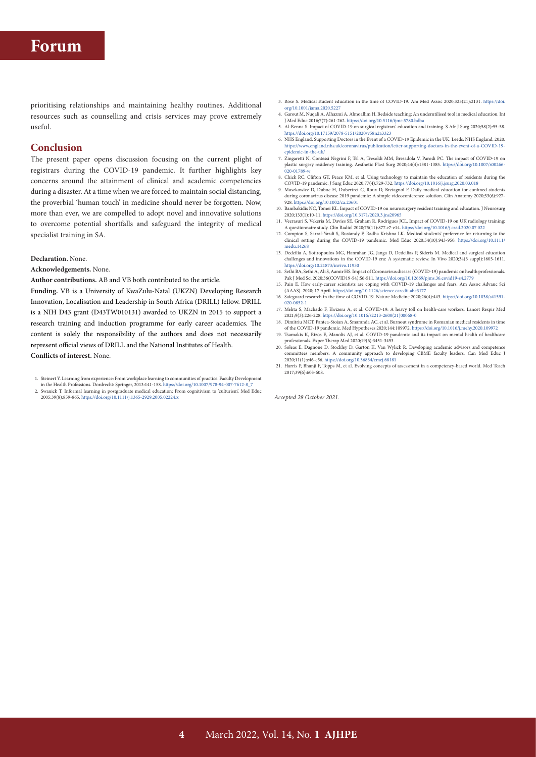prioritising relationships and maintaining healthy routines. Additional resources such as counselling and crisis services may prove extremely useful.

## Conclusion

The present paper opens discussion focusing on the current plight of registrars during the COVID-19 pandemic. It further highlights key concerns around the attainment of clinical and academic competencies during a disaster. At a time when we are forced to maintain social distancing, the proverbial 'human touch' in medicine should never be forgotten. Now, more than ever, we are compelled to adopt novel and innovative solutions to overcome potential shortfalls and safeguard the integrity of medical specialist training in SA.

**Declaration.** None.

**Acknowledgements.** None.

**Author contributions.** AB and VB both contributed to the article.

**Funding.** VB is a University of KwaZulu-Natal (UKZN) Developing Research Innovation, Localisation and Leadership in South Africa (DRILL) fellow. DRILL is a NIH D43 grant (D43TW010131) awarded to UKZN in 2015 to support a research training and induction programme for early career academics. The content is solely the responsibility of the authors and does not necessarily represent official views of DRILL and the National Institutes of Health.

**Conflicts of interest.** None.

1. Steinert Y. Learning from experience: From workplace learning to communities of practice. Faculty Development in the Health Professions. Dordrecht: Springer, 2013:141-158. https://doi.org/10.1007/978-94-007-7612-8_7
2. Swanick T. Informal learning in postgraduate medical education: From cognitivism to 'culturism'. Med Educ 2005;39(8):859-865. https://doi.org/10.1111/j.1365-2929.2005.02224.x
3. Rose S. Medical student education in the time of COVID-19. Am Med Assoc 2020;323(21):2131. https://doi.org/10.1001/jama.2020.5227
4. Garout M, Nuqali A, Alhazmi A, Almoallim H. Bedside teaching: An underutilised tool in medical education. Int J Med Educ 2016;7(7):261-262. https://doi.org/10.5116/ijme.5780.bdba
5. Al-Benna S. Impact of COVID-19 on surgical registrars' education and training. S Afr J Surg 2020;58(2):55-58. https://doi.org/10.17159/2078-5151/2020/v58n2a3323
6. NHS England. Supporting Doctors in the Event of a COVID-19 Epidemic in the UK. Leeds: NHS England, 2020. https://www.england.nhs.uk/coronavirus/publication/letter-supporting-doctors-in-the-event-of-a-COVID-19-epidemic-in-the-uk/
7. Zingaretti N, Contessi Negrini F, Tel A, Tresoldi MM, Bresadola V, Parodi PC. The impact of COVID-19 on plastic surgery residency training. Aesthetic Plast Surg 2020;44(4):1381-1385. https://doi.org/10.1007/s00266-020-01789-w
8. Chick RC, Clifton GT, Peace KM, et al. Using technology to maintain the education of residents during the COVID-19 pandemic. J Surg Educ 2020;77(4):729-732. https://doi.org/10.1016/j.jsurg.2020.03.018
9. Moszkowicz D, Duboc H, Dubertret C, Roux D, Bretagnol F. Daily medical education for confined students during coronavirus disease 2019 pandemic: A simple videoconference solution. Clin Anatomy 2020;33(6):927-928. https://doi.org/10.1002/ca.23601
10. Bambakidis NC, Tomei KL. Impact of COVID-19 on neurosurgery resident training and education. J Neurosurg 2020;133(1):10-11. https://doi.org/10.3171/2020.3.jns20965
11. Veerasuri S, Vekeria M, Davies SE, Graham R, Rodrigues JCL. Impact of COVID-19 on UK radiology training: A questionnaire study. Clin Radiol 2020;75(11):877.e7-e14. https://doi.org/10.1016/j.crad.2020.07.022
12. Compton S, Sarraf-Yazdi S, Rustandy F, Radha Krishna LK. Medical students' preference for returning to the clinical setting during the COVID-19 pandemic. Med Educ 2020;54(10):943-950. https://doi.org/10.1111/medu.14268
13. Dedeilia A, Sotiropoulos MG, Hanrahan JG, Janga D, Dedeilias P, Sideris M. Medical and surgical education challenges and innovations in the COVID-19 era: A systematic review. In Vivo 2020;34(3 suppl):1603-1611. https://doi.org/10.21873/invivo.11950
14. Sethi BA, Sethi A, Ali S, Aamir HS. Impact of Coronavirus disease (COVID-19) pandemic on health professionals. Pak J Med Sci 2020;36(COVID19-S4):S6-S11. https://doi.org/10.12669/pjms.36.covid19-s4.2779
15. Pain E. How early-career scientists are coping with COVID-19 challenges and fears. Am Assoc Advanc Sci (AAAS). 2020; 17 April. https://doi.org/10.1126/science.caredit.abc3177
16. Safeguard research in the time of COVID-19. Nature Medicine 2020;26(4):443. https://doi.org/10.1038/s41591-020-0852-1
17. Mehta S, Machado F, Kwizera A, et al. COVID-19: A heavy toll on health-care workers. Lancet Respir Med 2021;9(3):226-228. https://doi.org/10.1016/s2213-2600(21)00068-0
18. Dimitriu MCT, Pantea-Stoian A, Smaranda AC, et al. Burnout syndrome in Romanian medical residents in time of the COVID-19 pandemic. Med Hypotheses 2020;144:109972. https://doi.org/10.1016/j.mehy.2020.109972
19. Tsamakis K, Rizos E, Manolis AJ, et al. COVID-19 pandemic and its impact on mental health of healthcare professionals. Exper Therap Med 2020;19(6):3451-3453.
20. Soleas E, Dagnone D, Stockley D, Garton K, Van Wylick R. Developing academic advisors and competence committees members: A community approach to developing CBME faculty leaders. Can Med Educ J 2020;11(1):e46-e56. https://doi.org/10.36834/cmej.68181
21. Harris P, Bhanji F, Topps M, et al. Evolving concepts of assessment in a competency-based world. Med Teach 2017;39(6):603-608.

*Accepted 28 October 2021.*